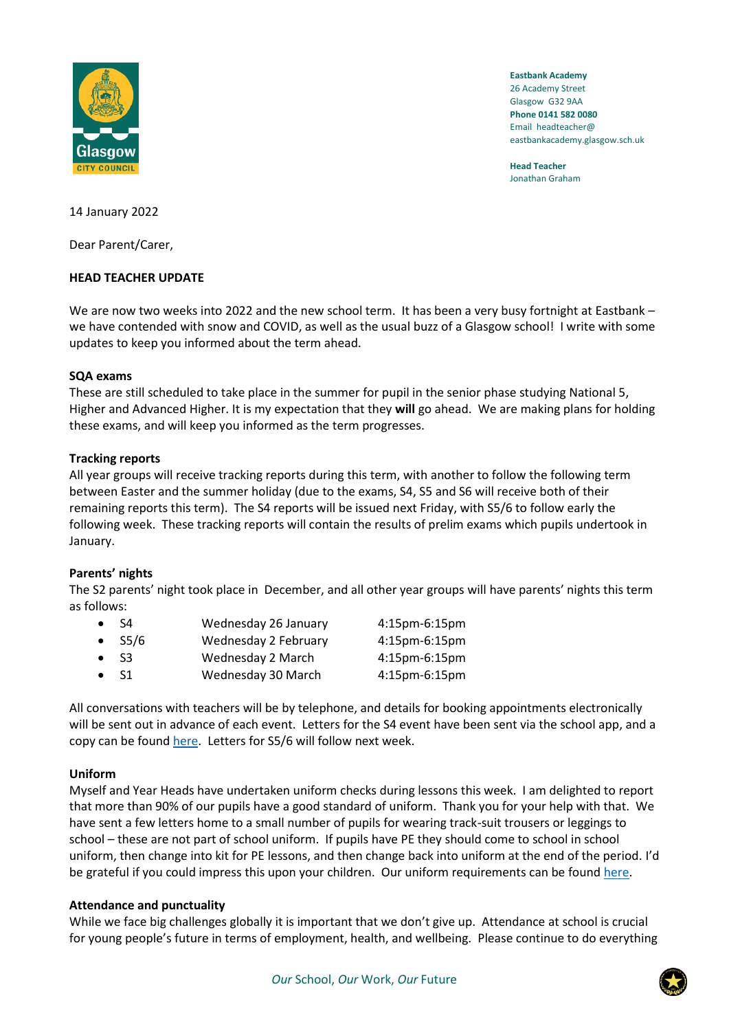**Eastbank Academy**
26 Academy Street
Glasgow G32 9AA
**Phone 0141 582 0080**
Email headteacher@eastbankacademy.glasgow.sch.uk

**Head Teacher**
Jonathan Graham

14 January 2022

Dear Parent/Carer,

**HEAD TEACHER UPDATE**

We are now two weeks into 2022 and the new school term. It has been a very busy fortnight at Eastbank – we have contended with snow and COVID, as well as the usual buzz of a Glasgow school! I write with some updates to keep you informed about the term ahead.

**SQA exams**

These are still scheduled to take place in the summer for pupil in the senior phase studying National 5, Higher and Advanced Higher. It is my expectation that they **will** go ahead. We are making plans for holding these exams, and will keep you informed as the term progresses.

**Tracking reports**

All year groups will receive tracking reports during this term, with another to follow the following term between Easter and the summer holiday (due to the exams, S4, S5 and S6 will receive both of their remaining reports this term). The S4 reports will be issued next Friday, with S5/6 to follow early the following week. These tracking reports will contain the results of prelim exams which pupils undertook in January.

**Parents' nights**

The S2 parents' night took place in December, and all other year groups will have parents' nights this term as follows:

- S4 Wednesday 26 January 4:15pm-6:15pm
- S5/6 Wednesday 2 February 4:15pm-6:15pm
- S3 Wednesday 2 March 4:15pm-6:15pm
- S1 Wednesday 30 March 4:15pm-6:15pm

All conversations with teachers will be by telephone, and details for booking appointments electronically will be sent out in advance of each event. Letters for the S4 event have been sent via the school app, and a copy can be found here. Letters for S5/6 will follow next week.

**Uniform**

Myself and Year Heads have undertaken uniform checks during lessons this week. I am delighted to report that more than 90% of our pupils have a good standard of uniform. Thank you for your help with that. We have sent a few letters home to a small number of pupils for wearing track-suit trousers or leggings to school – these are not part of school uniform. If pupils have PE they should come to school in school uniform, then change into kit for PE lessons, and then change back into uniform at the end of the period. I'd be grateful if you could impress this upon your children. Our uniform requirements can be found here.

**Attendance and punctuality**

While we face big challenges globally it is important that we don't give up. Attendance at school is crucial for young people's future in terms of employment, health, and wellbeing. Please continue to do everything

*Our* School, *Our* Work, *Our* Future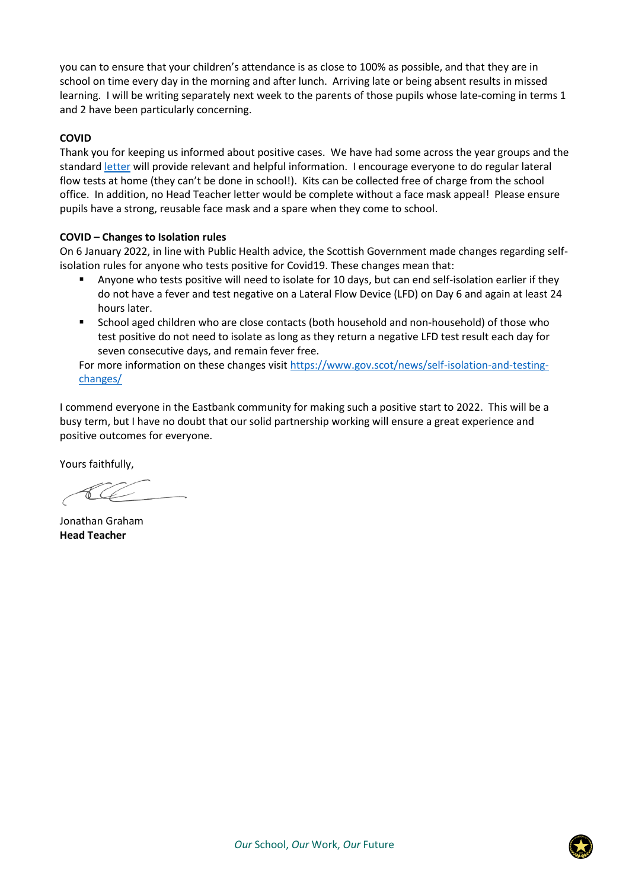you can to ensure that your children's attendance is as close to 100% as possible, and that they are in school on time every day in the morning and after lunch. Arriving late or being absent results in missed learning. I will be writing separately next week to the parents of those pupils whose late-coming in terms 1 and 2 have been particularly concerning.

**COVID**

Thank you for keeping us informed about positive cases. We have had some across the year groups and the standard [letter](letter) will provide relevant and helpful information. I encourage everyone to do regular lateral flow tests at home (they can't be done in school!). Kits can be collected free of charge from the school office. In addition, no Head Teacher letter would be complete without a face mask appeal! Please ensure pupils have a strong, reusable face mask and a spare when they come to school.

**COVID – Changes to Isolation rules**

On 6 January 2022, in line with Public Health advice, the Scottish Government made changes regarding self-isolation rules for anyone who tests positive for Covid19. These changes mean that:

- Anyone who tests positive will need to isolate for 10 days, but can end self-isolation earlier if they do not have a fever and test negative on a Lateral Flow Device (LFD) on Day 6 and again at least 24 hours later.
- School aged children who are close contacts (both household and non-household) of those who test positive do not need to isolate as long as they return a negative LFD test result each day for seven consecutive days, and remain fever free.

For more information on these changes visit https://www.gov.scot/news/self-isolation-and-testing-changes/

I commend everyone in the Eastbank community for making such a positive start to 2022. This will be a busy term, but I have no doubt that our solid partnership working will ensure a great experience and positive outcomes for everyone.

Yours faithfully,

Jonathan Graham
**Head Teacher**